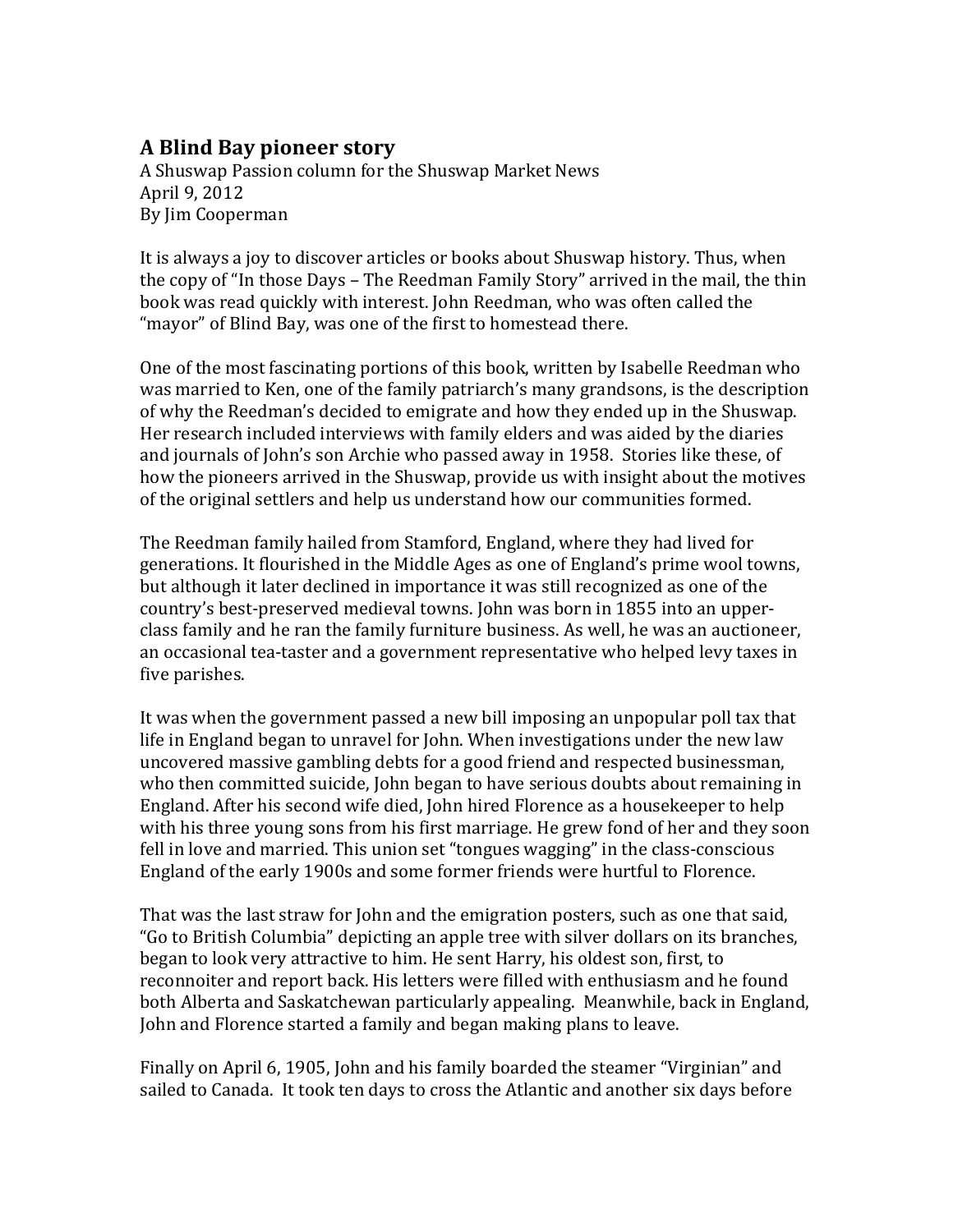# A Blind Bay pioneer story

A Shuswap Passion column for the Shuswap Market News
April 9, 2012
By Jim Cooperman

It is always a joy to discover articles or books about Shuswap history. Thus, when the copy of "In those Days – The Reedman Family Story" arrived in the mail, the thin book was read quickly with interest. John Reedman, who was often called the "mayor" of Blind Bay, was one of the first to homestead there.

One of the most fascinating portions of this book, written by Isabelle Reedman who was married to Ken, one of the family patriarch's many grandsons, is the description of why the Reedman's decided to emigrate and how they ended up in the Shuswap. Her research included interviews with family elders and was aided by the diaries and journals of John's son Archie who passed away in 1958. Stories like these, of how the pioneers arrived in the Shuswap, provide us with insight about the motives of the original settlers and help us understand how our communities formed.

The Reedman family hailed from Stamford, England, where they had lived for generations. It flourished in the Middle Ages as one of England's prime wool towns, but although it later declined in importance it was still recognized as one of the country's best-preserved medieval towns. John was born in 1855 into an upper-class family and he ran the family furniture business. As well, he was an auctioneer, an occasional tea-taster and a government representative who helped levy taxes in five parishes.

It was when the government passed a new bill imposing an unpopular poll tax that life in England began to unravel for John. When investigations under the new law uncovered massive gambling debts for a good friend and respected businessman, who then committed suicide, John began to have serious doubts about remaining in England. After his second wife died, John hired Florence as a housekeeper to help with his three young sons from his first marriage. He grew fond of her and they soon fell in love and married. This union set "tongues wagging" in the class-conscious England of the early 1900s and some former friends were hurtful to Florence.

That was the last straw for John and the emigration posters, such as one that said, "Go to British Columbia" depicting an apple tree with silver dollars on its branches, began to look very attractive to him. He sent Harry, his oldest son, first, to reconnoiter and report back. His letters were filled with enthusiasm and he found both Alberta and Saskatchewan particularly appealing. Meanwhile, back in England, John and Florence started a family and began making plans to leave.

Finally on April 6, 1905, John and his family boarded the steamer "Virginian" and sailed to Canada. It took ten days to cross the Atlantic and another six days before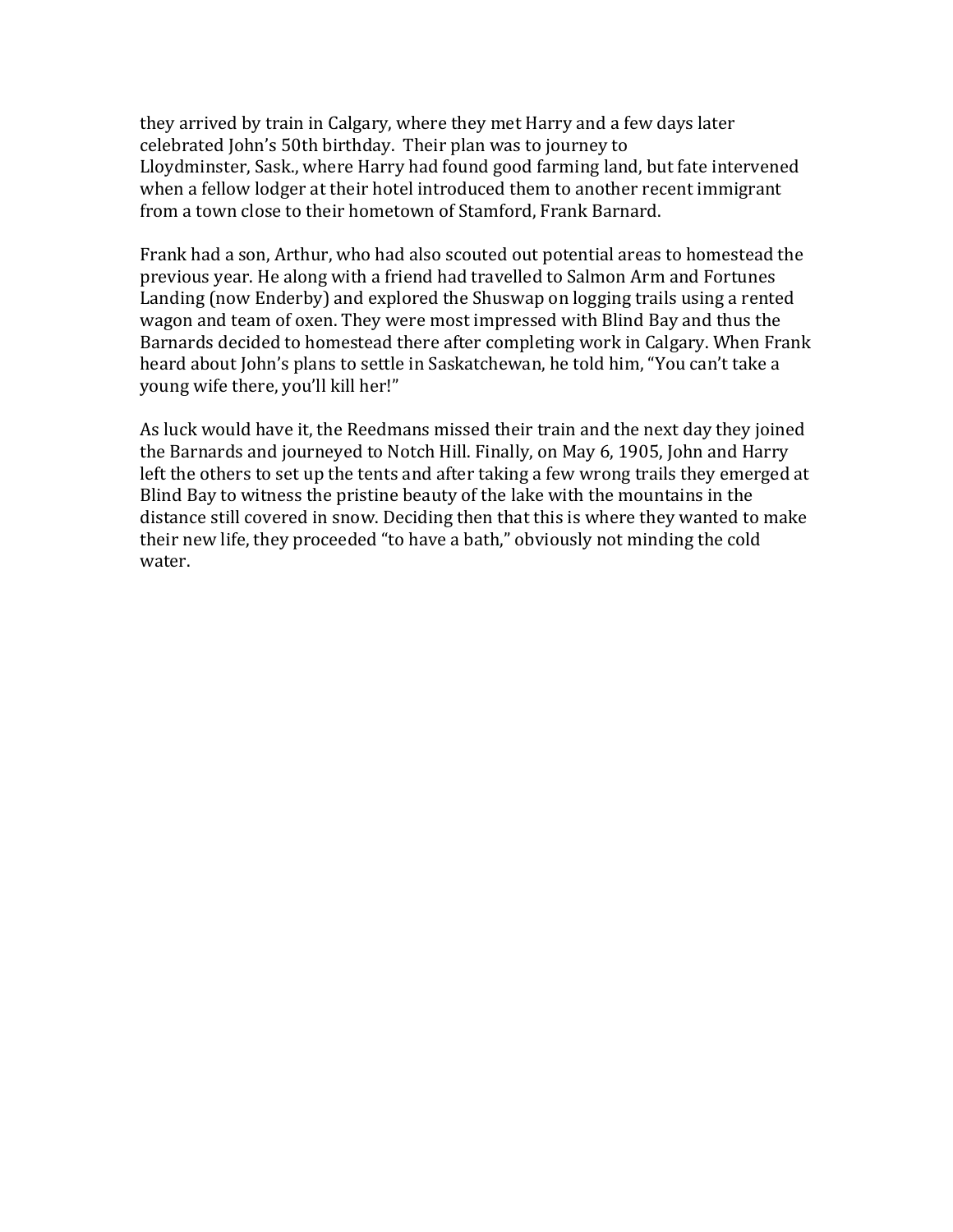they arrived by train in Calgary, where they met Harry and a few days later celebrated John's 50th birthday. Their plan was to journey to Lloydminster, Sask., where Harry had found good farming land, but fate intervened when a fellow lodger at their hotel introduced them to another recent immigrant from a town close to their hometown of Stamford, Frank Barnard.

Frank had a son, Arthur, who had also scouted out potential areas to homestead the previous year. He along with a friend had travelled to Salmon Arm and Fortunes Landing (now Enderby) and explored the Shuswap on logging trails using a rented wagon and team of oxen. They were most impressed with Blind Bay and thus the Barnards decided to homestead there after completing work in Calgary. When Frank heard about John's plans to settle in Saskatchewan, he told him, "You can't take a young wife there, you'll kill her!"

As luck would have it, the Reedmans missed their train and the next day they joined the Barnards and journeyed to Notch Hill. Finally, on May 6, 1905, John and Harry left the others to set up the tents and after taking a few wrong trails they emerged at Blind Bay to witness the pristine beauty of the lake with the mountains in the distance still covered in snow. Deciding then that this is where they wanted to make their new life, they proceeded "to have a bath," obviously not minding the cold water.